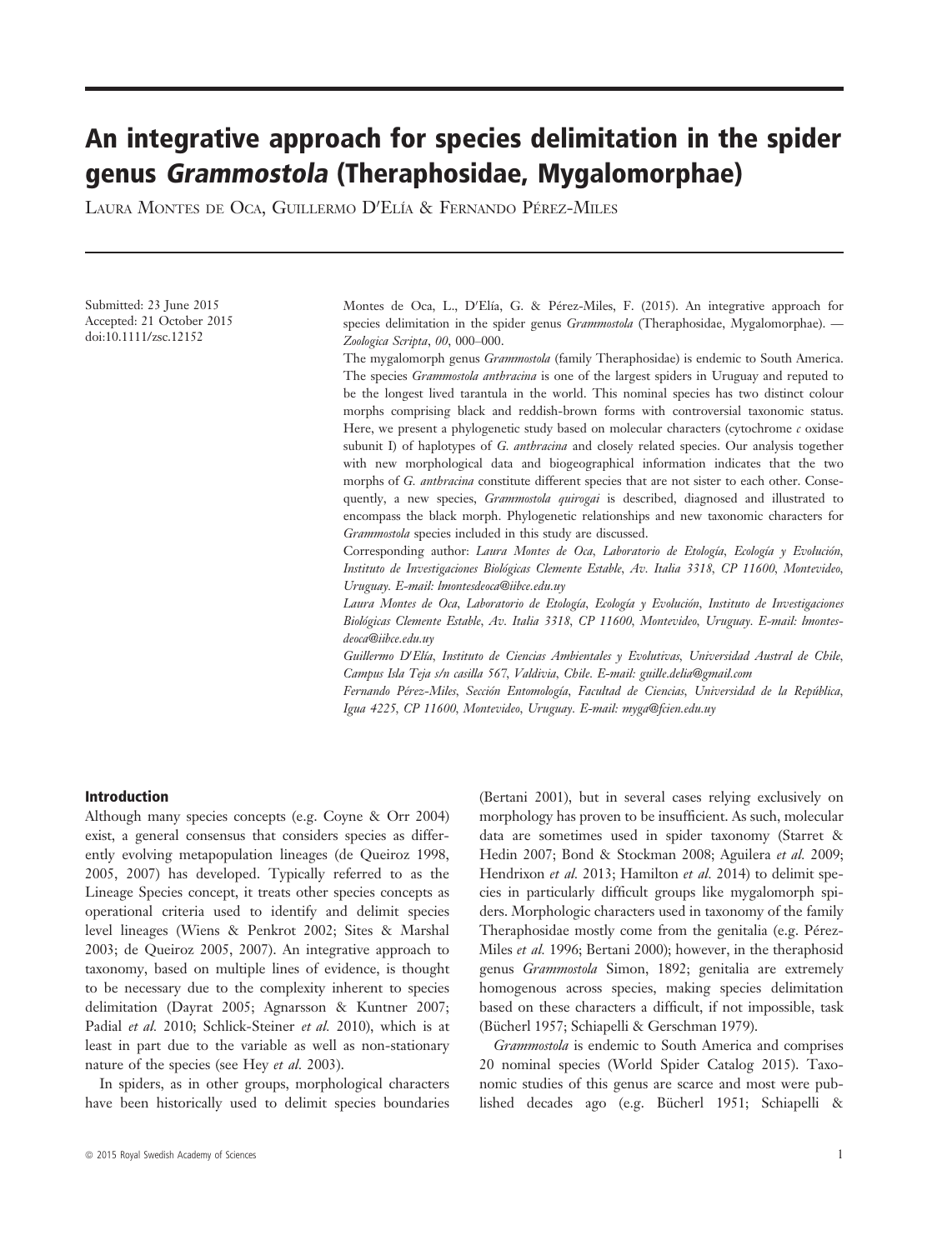# An integrative approach for species delimitation in the spider genus *Grammostola* (Theraphosidae, Mygalomorphae)

LAURA MONTES DE OCA, GUILLERMO D′ELÍA & FERNANDO PÉREZ-MILES

Submitted: 23 June 2015
Accepted: 21 October 2015
doi:10.1111/zsc.12152

Montes de Oca, L., D′Elía, G. & Pérez-Miles, F. (2015). An integrative approach for species delimitation in the spider genus *Grammostola* (Theraphosidae, Mygalomorphae). — *Zoologica Scripta*, *00*, 000–000.

The mygalomorph genus *Grammostola* (family Theraphosidae) is endemic to South America. The species *Grammostola anthracina* is one of the largest spiders in Uruguay and reputed to be the longest lived tarantula in the world. This nominal species has two distinct colour morphs comprising black and reddish-brown forms with controversial taxonomic status. Here, we present a phylogenetic study based on molecular characters (cytochrome *c* oxidase subunit I) of haplotypes of *G. anthracina* and closely related species. Our analysis together with new morphological data and biogeographical information indicates that the two morphs of *G. anthracina* constitute different species that are not sister to each other. Consequently, a new species, *Grammostola quirogai* is described, diagnosed and illustrated to encompass the black morph. Phylogenetic relationships and new taxonomic characters for *Grammostola* species included in this study are discussed.

Corresponding author: *Laura Montes de Oca, Laboratorio de Etología, Ecología y Evolución, Instituto de Investigaciones Biológicas Clemente Estable, Av. Italia 3318, CP 11600, Montevideo, Uruguay. E-mail: lmontesdeoca@iibce.edu.uy*

*Laura Montes de Oca, Laboratorio de Etología, Ecología y Evolución, Instituto de Investigaciones Biológicas Clemente Estable, Av. Italia 3318, CP 11600, Montevideo, Uruguay. E-mail: lmontesdeoca@iibce.edu.uy*

*Guillermo D′Elía, Instituto de Ciencias Ambientales y Evolutivas, Universidad Austral de Chile, Campus Isla Teja s/n casilla 567, Valdivia, Chile. E-mail: guille.delia@gmail.com*

*Fernando Pérez-Miles, Sección Entomología, Facultad de Ciencias, Universidad de la República, Igua 4225, CP 11600, Montevideo, Uruguay. E-mail: myga@fcien.edu.uy*

## Introduction

Although many species concepts (e.g. Coyne & Orr 2004) exist, a general consensus that considers species as differently evolving metapopulation lineages (de Queiroz 1998, 2005, 2007) has developed. Typically referred to as the Lineage Species concept, it treats other species concepts as operational criteria used to identify and delimit species level lineages (Wiens & Penkrot 2002; Sites & Marshal 2003; de Queiroz 2005, 2007). An integrative approach to taxonomy, based on multiple lines of evidence, is thought to be necessary due to the complexity inherent to species delimitation (Dayrat 2005; Agnarsson & Kuntner 2007; Padial *et al.* 2010; Schlick-Steiner *et al.* 2010), which is at least in part due to the variable as well as non-stationary nature of the species (see Hey *et al.* 2003).

In spiders, as in other groups, morphological characters have been historically used to delimit species boundaries (Bertani 2001), but in several cases relying exclusively on morphology has proven to be insufficient. As such, molecular data are sometimes used in spider taxonomy (Starret & Hedin 2007; Bond & Stockman 2008; Aguilera *et al.* 2009; Hendrixon *et al.* 2013; Hamilton *et al.* 2014) to delimit species in particularly difficult groups like mygalomorph spiders. Morphologic characters used in taxonomy of the family Theraphosidae mostly come from the genitalia (e.g. Pérez-Miles *et al.* 1996; Bertani 2000); however, in the theraphosid genus *Grammostola* Simon, 1892; genitalia are extremely homogenous across species, making species delimitation based on these characters a difficult, if not impossible, task (Bücherl 1957; Schiapelli & Gerschman 1979).

*Grammostola* is endemic to South America and comprises 20 nominal species (World Spider Catalog 2015). Taxonomic studies of this genus are scarce and most were published decades ago (e.g. Bücherl 1951; Schiapelli &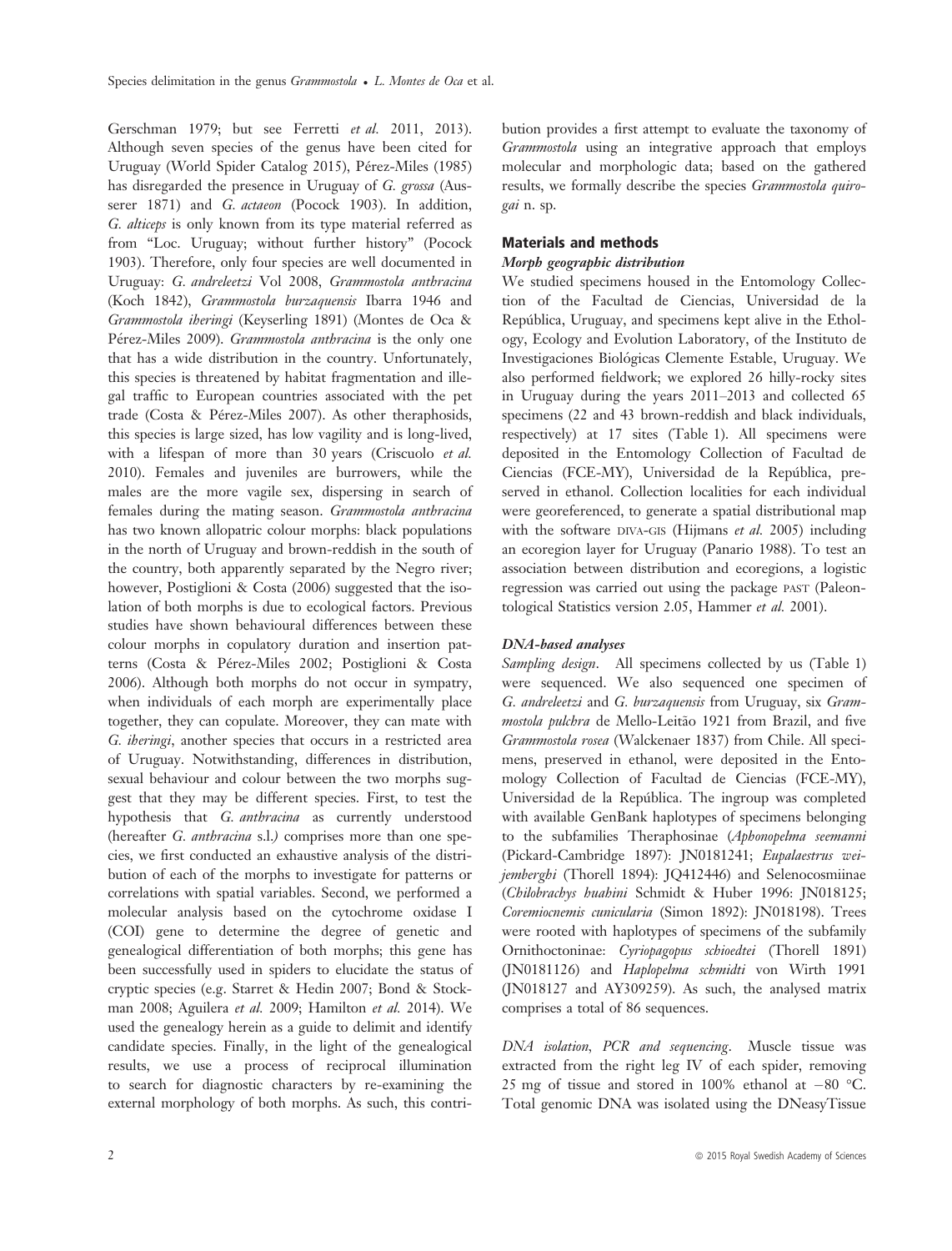Gerschman 1979; but see Ferretti *et al.* 2011, 2013). Although seven species of the genus have been cited for Uruguay (World Spider Catalog 2015), Pérez-Miles (1985) has disregarded the presence in Uruguay of *G. grossa* (Ausserer 1871) and *G. actaeon* (Pocock 1903). In addition, *G. alticeps* is only known from its type material referred as from "Loc. Uruguay; without further history" (Pocock 1903). Therefore, only four species are well documented in Uruguay: *G. andreleetzi* Vol 2008, *Grammostola anthracina* (Koch 1842), *Grammostola burzaquensis* Ibarra 1946 and *Grammostola iheringi* (Keyserling 1891) (Montes de Oca & Pérez-Miles 2009). *Grammostola anthracina* is the only one that has a wide distribution in the country. Unfortunately, this species is threatened by habitat fragmentation and illegal traffic to European countries associated with the pet trade (Costa & Pérez-Miles 2007). As other theraphosids, this species is large sized, has low vagility and is long-lived, with a lifespan of more than 30 years (Criscuolo *et al.* 2010). Females and juveniles are burrowers, while the males are the more vagile sex, dispersing in search of females during the mating season. *Grammostola anthracina* has two known allopatric colour morphs: black populations in the north of Uruguay and brown-reddish in the south of the country, both apparently separated by the Negro river; however, Postiglioni & Costa (2006) suggested that the isolation of both morphs is due to ecological factors. Previous studies have shown behavioural differences between these colour morphs in copulatory duration and insertion patterns (Costa & Pérez-Miles 2002; Postiglioni & Costa 2006). Although both morphs do not occur in sympatry, when individuals of each morph are experimentally place together, they can copulate. Moreover, they can mate with *G. iheringi*, another species that occurs in a restricted area of Uruguay. Notwithstanding, differences in distribution, sexual behaviour and colour between the two morphs suggest that they may be different species. First, to test the hypothesis that *G. anthracina* as currently understood (hereafter *G. anthracina* s.l.) comprises more than one species, we first conducted an exhaustive analysis of the distribution of each of the morphs to investigate for patterns or correlations with spatial variables. Second, we performed a molecular analysis based on the cytochrome oxidase I (COI) gene to determine the degree of genetic and genealogical differentiation of both morphs; this gene has been successfully used in spiders to elucidate the status of cryptic species (e.g. Starret & Hedin 2007; Bond & Stockman 2008; Aguilera *et al.* 2009; Hamilton *et al.* 2014). We used the genealogy herein as a guide to delimit and identify candidate species. Finally, in the light of the genealogical results, we use a process of reciprocal illumination to search for diagnostic characters by re-examining the external morphology of both morphs. As such, this contribution provides a first attempt to evaluate the taxonomy of *Grammostola* using an integrative approach that employs molecular and morphologic data; based on the gathered results, we formally describe the species *Grammostola quirogai* n. sp.

## Materials and methods

### Morph geographic distribution

We studied specimens housed in the Entomology Collection of the Facultad de Ciencias, Universidad de la República, Uruguay, and specimens kept alive in the Ethology, Ecology and Evolution Laboratory, of the Instituto de Investigaciones Biológicas Clemente Estable, Uruguay. We also performed fieldwork; we explored 26 hilly-rocky sites in Uruguay during the years 2011–2013 and collected 65 specimens (22 and 43 brown-reddish and black individuals, respectively) at 17 sites (Table 1). All specimens were deposited in the Entomology Collection of Facultad de Ciencias (FCE-MY), Universidad de la República, preserved in ethanol. Collection localities for each individual were georeferenced, to generate a spatial distributional map with the software DIVA-GIS (Hijmans *et al.* 2005) including an ecoregion layer for Uruguay (Panario 1988). To test an association between distribution and ecoregions, a logistic regression was carried out using the package PAST (Paleontological Statistics version 2.05, Hammer *et al.* 2001).

### DNA-based analyses

*Sampling design.* All specimens collected by us (Table 1) were sequenced. We also sequenced one specimen of *G. andreleetzi* and *G. burzaquensis* from Uruguay, six *Grammostola pulchra* de Mello-Leitão 1921 from Brazil, and five *Grammostola rosea* (Walckenaer 1837) from Chile. All specimens, preserved in ethanol, were deposited in the Entomology Collection of Facultad de Ciencias (FCE-MY), Universidad de la República. The ingroup was completed with available GenBank haplotypes of specimens belonging to the subfamilies Theraphosinae (*Aphonopelma seemanni* (Pickard-Cambridge 1897): JN0181241; *Eupalaestrus weijenberghi* (Thorell 1894): JQ412446) and Selenocosmiinae (*Chilobrachys huahini* Schmidt & Huber 1996: JN018125; *Coremiocnemis cunicularia* (Simon 1892): JN018198). Trees were rooted with haplotypes of specimens of the subfamily Ornithoctoninae: *Cyriopagopus schioedtei* (Thorell 1891) (JN0181126) and *Haplopelma schmidti* von Wirth 1991 (JN018127 and AY309259). As such, the analysed matrix comprises a total of 86 sequences.

*DNA isolation, PCR and sequencing.* Muscle tissue was extracted from the right leg IV of each spider, removing 25 mg of tissue and stored in 100% ethanol at −80 °C. Total genomic DNA was isolated using the DNeasyTissue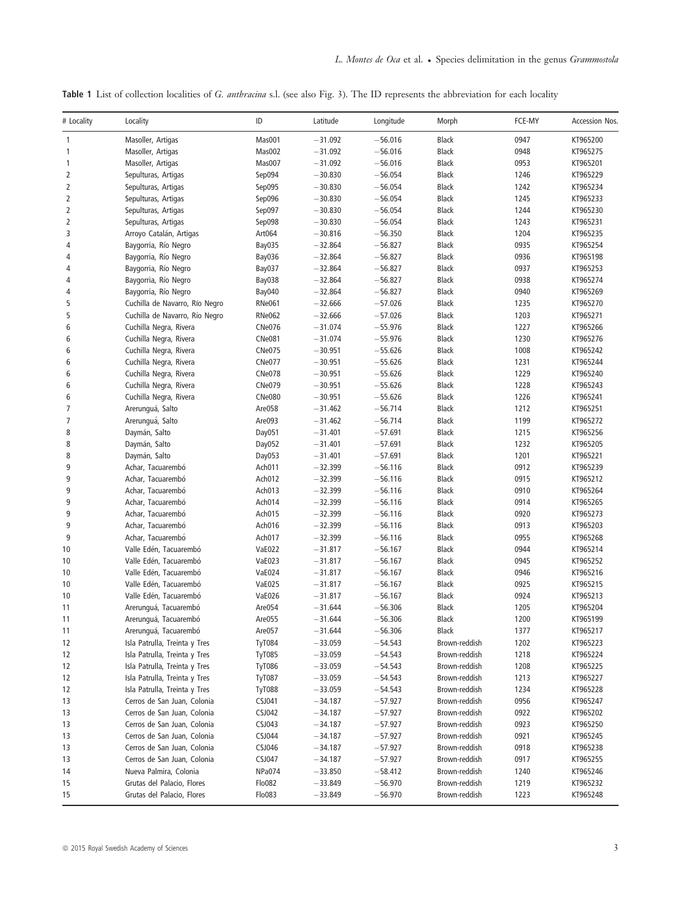**Table 1** List of collection localities of *G. anthracina* s.l. (see also Fig. 3). The ID represents the abbreviation for each locality

| # Locality | Locality | ID | Latitude | Longitude | Morph | FCE-MY | Accession Nos. |
|---|---|---|---|---|---|---|---|
| 1 | Masoller, Artigas | Mas001 | −31.092 | −56.016 | Black | 0947 | KT965200 |
| 1 | Masoller, Artigas | Mas002 | −31.092 | −56.016 | Black | 0948 | KT965275 |
| 1 | Masoller, Artigas | Mas007 | −31.092 | −56.016 | Black | 0953 | KT965201 |
| 2 | Sepulturas, Artigas | Sep094 | −30.830 | −56.054 | Black | 1246 | KT965229 |
| 2 | Sepulturas, Artigas | Sep095 | −30.830 | −56.054 | Black | 1242 | KT965234 |
| 2 | Sepulturas, Artigas | Sep096 | −30.830 | −56.054 | Black | 1245 | KT965233 |
| 2 | Sepulturas, Artigas | Sep097 | −30.830 | −56.054 | Black | 1244 | KT965230 |
| 2 | Sepulturas, Artigas | Sep098 | −30.830 | −56.054 | Black | 1243 | KT965231 |
| 3 | Arroyo Catalán, Artigas | Art064 | −30.816 | −56.350 | Black | 1204 | KT965235 |
| 4 | Baygorria, Río Negro | Bay035 | −32.864 | −56.827 | Black | 0935 | KT965254 |
| 4 | Baygorria, Río Negro | Bay036 | −32.864 | −56.827 | Black | 0936 | KT965198 |
| 4 | Baygorria, Río Negro | Bay037 | −32.864 | −56.827 | Black | 0937 | KT965253 |
| 4 | Baygorria, Río Negro | Bay038 | −32.864 | −56.827 | Black | 0938 | KT965274 |
| 4 | Baygorria, Río Negro | Bay040 | −32.864 | −56.827 | Black | 0940 | KT965269 |
| 5 | Cuchilla de Navarro, Río Negro | RNe061 | −32.666 | −57.026 | Black | 1235 | KT965270 |
| 5 | Cuchilla de Navarro, Río Negro | RNe062 | −32.666 | −57.026 | Black | 1203 | KT965271 |
| 6 | Cuchilla Negra, Rivera | CNe076 | −31.074 | −55.976 | Black | 1227 | KT965266 |
| 6 | Cuchilla Negra, Rivera | CNe081 | −31.074 | −55.976 | Black | 1230 | KT965276 |
| 6 | Cuchilla Negra, Rivera | CNe075 | −30.951 | −55.626 | Black | 1008 | KT965242 |
| 6 | Cuchilla Negra, Rivera | CNe077 | −30.951 | −55.626 | Black | 1231 | KT965244 |
| 6 | Cuchilla Negra, Rivera | CNe078 | −30.951 | −55.626 | Black | 1229 | KT965240 |
| 6 | Cuchilla Negra, Rivera | CNe079 | −30.951 | −55.626 | Black | 1228 | KT965243 |
| 6 | Cuchilla Negra, Rivera | CNe080 | −30.951 | −55.626 | Black | 1226 | KT965241 |
| 7 | Arerunguá, Salto | Are058 | −31.462 | −56.714 | Black | 1212 | KT965251 |
| 7 | Arerunguá, Salto | Are093 | −31.462 | −56.714 | Black | 1199 | KT965272 |
| 8 | Daymán, Salto | Day051 | −31.401 | −57.691 | Black | 1215 | KT965256 |
| 8 | Daymán, Salto | Day052 | −31.401 | −57.691 | Black | 1232 | KT965205 |
| 8 | Daymán, Salto | Day053 | −31.401 | −57.691 | Black | 1201 | KT965221 |
| 9 | Achar, Tacuarembó | Ach011 | −32.399 | −56.116 | Black | 0912 | KT965239 |
| 9 | Achar, Tacuarembó | Ach012 | −32.399 | −56.116 | Black | 0915 | KT965212 |
| 9 | Achar, Tacuarembó | Ach013 | −32.399 | −56.116 | Black | 0910 | KT965264 |
| 9 | Achar, Tacuarembó | Ach014 | −32.399 | −56.116 | Black | 0914 | KT965265 |
| 9 | Achar, Tacuarembó | Ach015 | −32.399 | −56.116 | Black | 0920 | KT965273 |
| 9 | Achar, Tacuarembó | Ach016 | −32.399 | −56.116 | Black | 0913 | KT965203 |
| 9 | Achar, Tacuarembó | Ach017 | −32.399 | −56.116 | Black | 0955 | KT965268 |
| 10 | Valle Edén, Tacuarembó | VaE022 | −31.817 | −56.167 | Black | 0944 | KT965214 |
| 10 | Valle Edén, Tacuarembó | VaE023 | −31.817 | −56.167 | Black | 0945 | KT965252 |
| 10 | Valle Edén, Tacuarembó | VaE024 | −31.817 | −56.167 | Black | 0946 | KT965216 |
| 10 | Valle Edén, Tacuarembó | VaE025 | −31.817 | −56.167 | Black | 0925 | KT965215 |
| 10 | Valle Edén, Tacuarembó | VaE026 | −31.817 | −56.167 | Black | 0924 | KT965213 |
| 11 | Arerunguá, Tacuarembó | Are054 | −31.644 | −56.306 | Black | 1205 | KT965204 |
| 11 | Arerunguá, Tacuarembó | Are055 | −31.644 | −56.306 | Black | 1200 | KT965199 |
| 11 | Arerunguá, Tacuarembó | Are057 | −31.644 | −56.306 | Black | 1377 | KT965217 |
| 12 | Isla Patrulla, Treinta y Tres | TyT084 | −33.059 | −54.543 | Brown-reddish | 1202 | KT965223 |
| 12 | Isla Patrulla, Treinta y Tres | TyT085 | −33.059 | −54.543 | Brown-reddish | 1218 | KT965224 |
| 12 | Isla Patrulla, Treinta y Tres | TyT086 | −33.059 | −54.543 | Brown-reddish | 1208 | KT965225 |
| 12 | Isla Patrulla, Treinta y Tres | TyT087 | −33.059 | −54.543 | Brown-reddish | 1213 | KT965227 |
| 12 | Isla Patrulla, Treinta y Tres | TyT088 | −33.059 | −54.543 | Brown-reddish | 1234 | KT965228 |
| 13 | Cerros de San Juan, Colonia | CSJ041 | −34.187 | −57.927 | Brown-reddish | 0956 | KT965247 |
| 13 | Cerros de San Juan, Colonia | CSJ042 | −34.187 | −57.927 | Brown-reddish | 0922 | KT965202 |
| 13 | Cerros de San Juan, Colonia | CSJ043 | −34.187 | −57.927 | Brown-reddish | 0923 | KT965250 |
| 13 | Cerros de San Juan, Colonia | CSJ044 | −34.187 | −57.927 | Brown-reddish | 0921 | KT965245 |
| 13 | Cerros de San Juan, Colonia | CSJ046 | −34.187 | −57.927 | Brown-reddish | 0918 | KT965238 |
| 13 | Cerros de San Juan, Colonia | CSJ047 | −34.187 | −57.927 | Brown-reddish | 0917 | KT965255 |
| 14 | Nueva Palmira, Colonia | NPa074 | −33.850 | −58.412 | Brown-reddish | 1240 | KT965246 |
| 15 | Grutas del Palacio, Flores | Flo082 | −33.849 | −56.970 | Brown-reddish | 1219 | KT965232 |
| 15 | Grutas del Palacio, Flores | Flo083 | −33.849 | −56.970 | Brown-reddish | 1223 | KT965248 |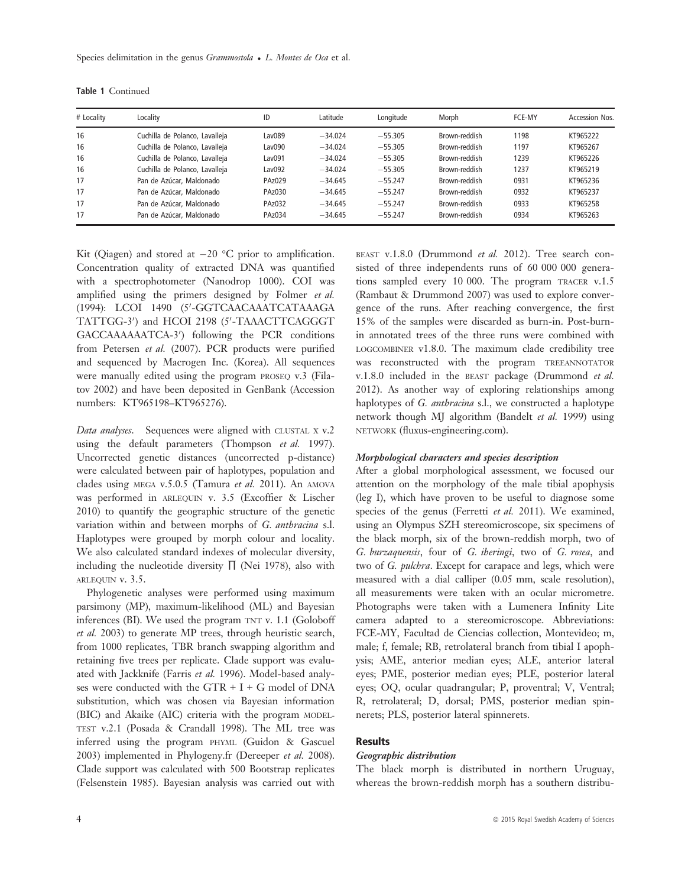**Table 1** Continued

| # Locality | Locality | ID | Latitude | Longitude | Morph | FCE-MY | Accession Nos. |
|---|---|---|---|---|---|---|---|
| 16 | Cuchilla de Polanco, Lavalleja | Lav089 | −34.024 | −55.305 | Brown-reddish | 1198 | KT965222 |
| 16 | Cuchilla de Polanco, Lavalleja | Lav090 | −34.024 | −55.305 | Brown-reddish | 1197 | KT965267 |
| 16 | Cuchilla de Polanco, Lavalleja | Lav091 | −34.024 | −55.305 | Brown-reddish | 1239 | KT965226 |
| 16 | Cuchilla de Polanco, Lavalleja | Lav092 | −34.024 | −55.305 | Brown-reddish | 1237 | KT965219 |
| 17 | Pan de Azúcar, Maldonado | PAz029 | −34.645 | −55.247 | Brown-reddish | 0931 | KT965236 |
| 17 | Pan de Azúcar, Maldonado | PAz030 | −34.645 | −55.247 | Brown-reddish | 0932 | KT965237 |
| 17 | Pan de Azúcar, Maldonado | PAz032 | −34.645 | −55.247 | Brown-reddish | 0933 | KT965258 |
| 17 | Pan de Azúcar, Maldonado | PAz034 | −34.645 | −55.247 | Brown-reddish | 0934 | KT965263 |

Kit (Qiagen) and stored at −20 °C prior to amplification. Concentration quality of extracted DNA was quantified with a spectrophotometer (Nanodrop 1000). COI was amplified using the primers designed by Folmer *et al.* (1994): LCOI 1490 (5′-GGTCAACAAATCATAAAGA TATTGG-3′) and HCOI 2198 (5′-TAAACTTCAGGGT GACCAAAAAATCA-3′) following the PCR conditions from Petersen *et al.* (2007). PCR products were purified and sequenced by Macrogen Inc. (Korea). All sequences were manually edited using the program PROSEQ v.3 (Filatov 2002) and have been deposited in GenBank (Accession numbers: KT965198–KT965276).

*Data analyses*. Sequences were aligned with CLUSTAL X v.2 using the default parameters (Thompson *et al.* 1997). Uncorrected genetic distances (uncorrected p-distance) were calculated between pair of haplotypes, population and clades using MEGA v.5.0.5 (Tamura *et al.* 2011). An AMOVA was performed in ARLEQUIN v. 3.5 (Excoffier & Lischer 2010) to quantify the geographic structure of the genetic variation within and between morphs of *G. anthracina* s.l. Haplotypes were grouped by morph colour and locality. We also calculated standard indexes of molecular diversity, including the nucleotide diversity $\prod$ (Nei 1978), also with ARLEQUIN v. 3.5.

Phylogenetic analyses were performed using maximum parsimony (MP), maximum-likelihood (ML) and Bayesian inferences (BI). We used the program TNT v. 1.1 (Goloboff *et al.* 2003) to generate MP trees, through heuristic search, from 1000 replicates, TBR branch swapping algorithm and retaining five trees per replicate. Clade support was evaluated with Jackknife (Farris *et al.* 1996). Model-based analyses were conducted with the GTR + I + G model of DNA substitution, which was chosen via Bayesian information (BIC) and Akaike (AIC) criteria with the program MODELTEST v.2.1 (Posada & Crandall 1998). The ML tree was inferred using the program PHYML (Guidon & Gascuel 2003) implemented in Phylogeny.fr (Dereeper *et al.* 2008). Clade support was calculated with 500 Bootstrap replicates (Felsenstein 1985). Bayesian analysis was carried out with BEAST v.1.8.0 (Drummond *et al.* 2012). Tree search consisted of three independents runs of 60 000 000 generations sampled every 10 000. The program TRACER v.1.5 (Rambaut & Drummond 2007) was used to explore convergence of the runs. After reaching convergence, the first 15% of the samples were discarded as burn-in. Post-burn-in annotated trees of the three runs were combined with LOGCOMBINER v1.8.0. The maximum clade credibility tree was reconstructed with the program TREEANNOTATOR v.1.8.0 included in the BEAST package (Drummond *et al.* 2012). As another way of exploring relationships among haplotypes of *G. anthracina* s.l., we constructed a haplotype network though MJ algorithm (Bandelt *et al.* 1999) using NETWORK (fluxus-engineering.com).

#### *Morphological characters and species description*

After a global morphological assessment, we focused our attention on the morphology of the male tibial apophysis (leg I), which have proven to be useful to diagnose some species of the genus (Ferretti *et al.* 2011). We examined, using an Olympus SZH stereomicroscope, six specimens of the black morph, six of the brown-reddish morph, two of *G. burzaquensis*, four of *G. iheringi*, two of *G. rosea*, and two of *G. pulchra*. Except for carapace and legs, which were measured with a dial calliper (0.05 mm, scale resolution), all measurements were taken with an ocular micrometre. Photographs were taken with a Lumenera Infinity Lite camera adapted to a stereomicroscope. Abbreviations: FCE-MY, Facultad de Ciencias collection, Montevideo; m, male; f, female; RB, retrolateral branch from tibial I apophysis; AME, anterior median eyes; ALE, anterior lateral eyes; PME, posterior median eyes; PLE, posterior lateral eyes; OQ, ocular quadrangular; P, proventral; V, Ventral; R, retrolateral; D, dorsal; PMS, posterior median spinnerets; PLS, posterior lateral spinnerets.

## Results

#### *Geographic distribution*

The black morph is distributed in northern Uruguay, whereas the brown-reddish morph has a southern distribu-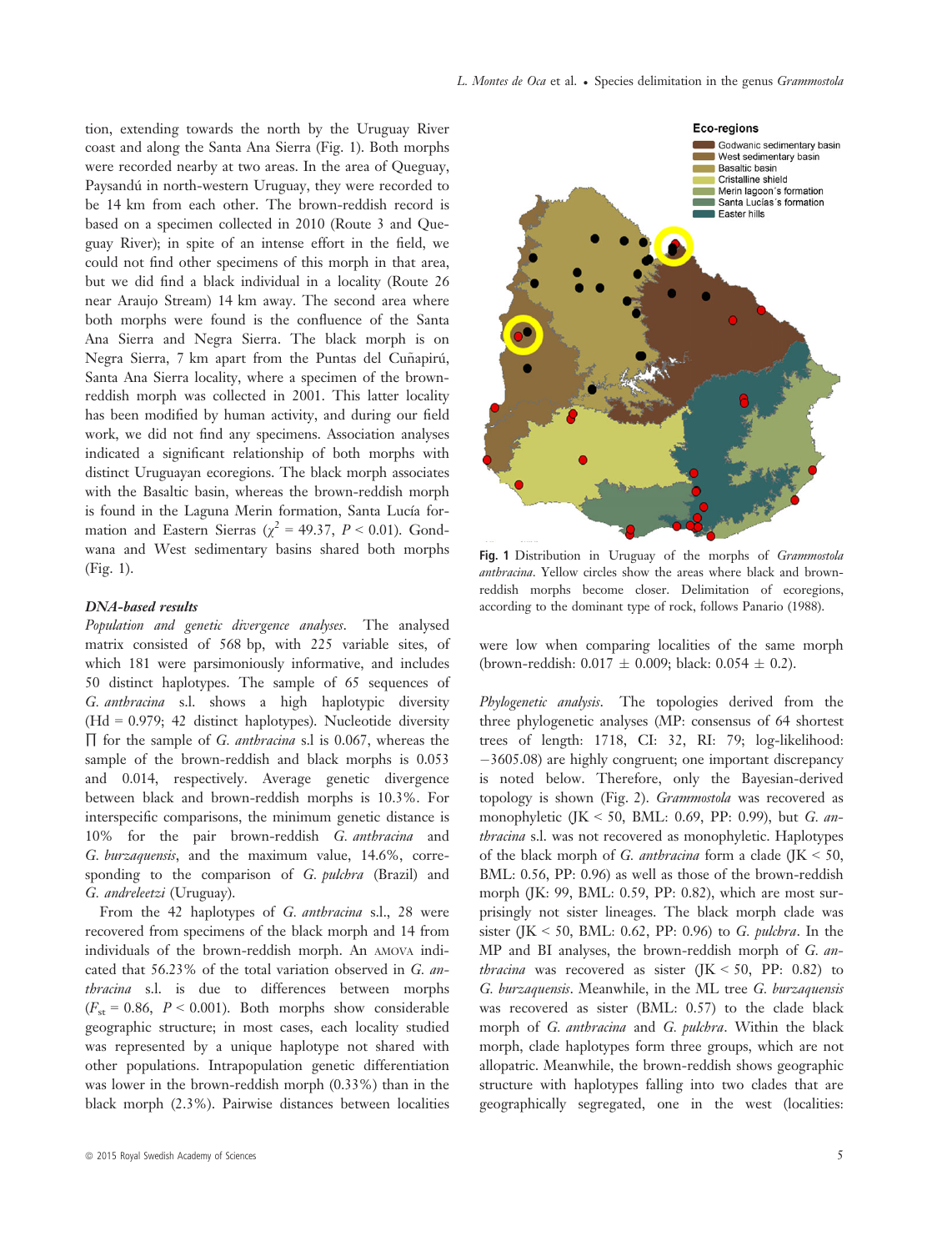tion, extending towards the north by the Uruguay River coast and along the Santa Ana Sierra (Fig. 1). Both morphs were recorded nearby at two areas. In the area of Queguay, Paysandú in north-western Uruguay, they were recorded to be 14 km from each other. The brown-reddish record is based on a specimen collected in 2010 (Route 3 and Queguay River); in spite of an intense effort in the field, we could not find other specimens of this morph in that area, but we did find a black individual in a locality (Route 26 near Araujo Stream) 14 km away. The second area where both morphs were found is the confluence of the Santa Ana Sierra and Negra Sierra. The black morph is on Negra Sierra, 7 km apart from the Puntas del Cuñapirú, Santa Ana Sierra locality, where a specimen of the brown-reddish morph was collected in 2001. This latter locality has been modified by human activity, and during our field work, we did not find any specimens. Association analyses indicated a significant relationship of both morphs with distinct Uruguayan ecoregions. The black morph associates with the Basaltic basin, whereas the brown-reddish morph is found in the Laguna Merin formation, Santa Lucía formation and Eastern Sierras ($\chi^2$ = 49.37, $P$ < 0.01). Gondwana and West sedimentary basins shared both morphs (Fig. 1).

### *DNA-based results*

*Population and genetic divergence analyses.* The analysed matrix consisted of 568 bp, with 225 variable sites, of which 181 were parsimoniously informative, and includes 50 distinct haplotypes. The sample of 65 sequences of *G. anthracina* s.l. shows a high haplotypic diversity (Hd = 0.979; 42 distinct haplotypes). Nucleotide diversity ∏ for the sample of *G. anthracina* s.l is 0.067, whereas the sample of the brown-reddish and black morphs is 0.053 and 0.014, respectively. Average genetic divergence between black and brown-reddish morphs is 10.3%. For interspecific comparisons, the minimum genetic distance is 10% for the pair brown-reddish *G. anthracina* and *G. burzaquensis*, and the maximum value, 14.6%, corresponding to the comparison of *G. pulchra* (Brazil) and *G. andreleetzi* (Uruguay).

From the 42 haplotypes of *G. anthracina* s.l., 28 were recovered from specimens of the black morph and 14 from individuals of the brown-reddish morph. An AMOVA indicated that 56.23% of the total variation observed in *G. anthracina* s.l. is due to differences between morphs ($F_{st}$ = 0.86, $P$ < 0.001). Both morphs show considerable geographic structure; in most cases, each locality studied was represented by a unique haplotype not shared with other populations. Intrapopulation genetic differentiation was lower in the brown-reddish morph (0.33%) than in the black morph (2.3%). Pairwise distances between localities were low when comparing localities of the same morph (brown-reddish: 0.017 ± 0.009; black: 0.054 ± 0.2).

Fig. 1 Distribution in Uruguay of the morphs of *Grammostola anthracina*. Yellow circles show the areas where black and brown-reddish morphs become closer. Delimitation of ecoregions, according to the dominant type of rock, follows Panario (1988).

*Phylogenetic analysis.* The topologies derived from the three phylogenetic analyses (MP: consensus of 64 shortest trees of length: 1718, CI: 32, RI: 79; log-likelihood: −3605.08) are highly congruent; one important discrepancy is noted below. Therefore, only the Bayesian-derived topology is shown (Fig. 2). *Grammostola* was recovered as monophyletic (JK < 50, BML: 0.69, PP: 0.99), but *G. anthracina* s.l. was not recovered as monophyletic. Haplotypes of the black morph of *G. anthracina* form a clade (JK < 50, BML: 0.56, PP: 0.96) as well as those of the brown-reddish morph (JK: 99, BML: 0.59, PP: 0.82), which are most surprisingly not sister lineages. The black morph clade was sister (JK < 50, BML: 0.62, PP: 0.96) to *G. pulchra*. In the MP and BI analyses, the brown-reddish morph of *G. anthracina* was recovered as sister (JK < 50, PP: 0.82) to *G. burzaquensis*. Meanwhile, in the ML tree *G. burzaquensis* was recovered as sister (BML: 0.57) to the clade black morph of *G. anthracina* and *G. pulchra*. Within the black morph, clade haplotypes form three groups, which are not allopatric. Meanwhile, the brown-reddish shows geographic structure with haplotypes falling into two clades that are geographically segregated, one in the west (localities: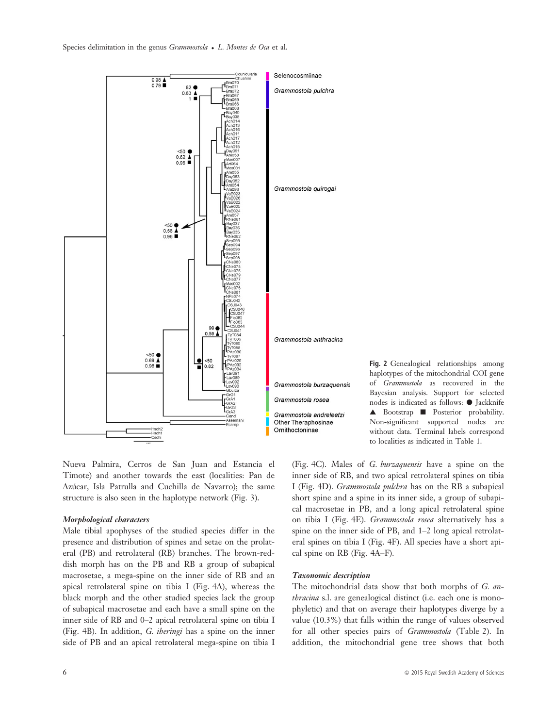**Fig. 2** Genealogical relationships among haplotypes of the mitochondrial COI gene of *Grammostola* as recovered in the Bayesian analysis. Support for selected nodes is indicated as follows: ● Jackknife ▲ Bootstrap ■ Posterior probability. Non-significant supported nodes are without data. Terminal labels correspond to localities as indicated in Table 1.

Nueva Palmira, Cerros de San Juan and Estancia el Timote) and another towards the east (localities: Pan de Azúcar, Isla Patrulla and Cuchilla de Navarro); the same structure is also seen in the haplotype network (Fig. 3).

### *Morphological characters*

Male tibial apophyses of the studied species differ in the presence and distribution of spines and setae on the prolateral (PB) and retrolateral (RB) branches. The brown-reddish morph has on the PB and RB a group of subapical macrosetae, a mega-spine on the inner side of RB and an apical retrolateral spine on tibia I (Fig. 4A), whereas the black morph and the other studied species lack the group of subapical macrosetae and each have a small spine on the inner side of RB and 0–2 apical retrolateral spine on tibia I (Fig. 4B). In addition, *G. iheringi* has a spine on the inner side of PB and an apical retrolateral mega-spine on tibia I (Fig. 4C). Males of *G. burzaquensis* have a spine on the inner side of RB, and two apical retrolateral spines on tibia I (Fig. 4D). *Grammostola pulchra* has on the RB a subapical short spine and a spine in its inner side, a group of subapical macrosetae in PB, and a long apical retrolateral spine on tibia I (Fig. 4E). *Grammostola rosea* alternatively has a spine on the inner side of PB, and 1–2 long apical retrolateral spines on tibia I (Fig. 4F). All species have a short apical spine on RB (Fig. 4A–F).

### *Taxonomic description*

The mitochondrial data show that both morphs of *G. anthracina* s.l. are genealogical distinct (i.e. each one is monophyletic) and that on average their haplotypes diverge by a value (10.3%) that falls within the range of values observed for all other species pairs of *Grammostola* (Table 2). In addition, the mitochondrial gene tree shows that both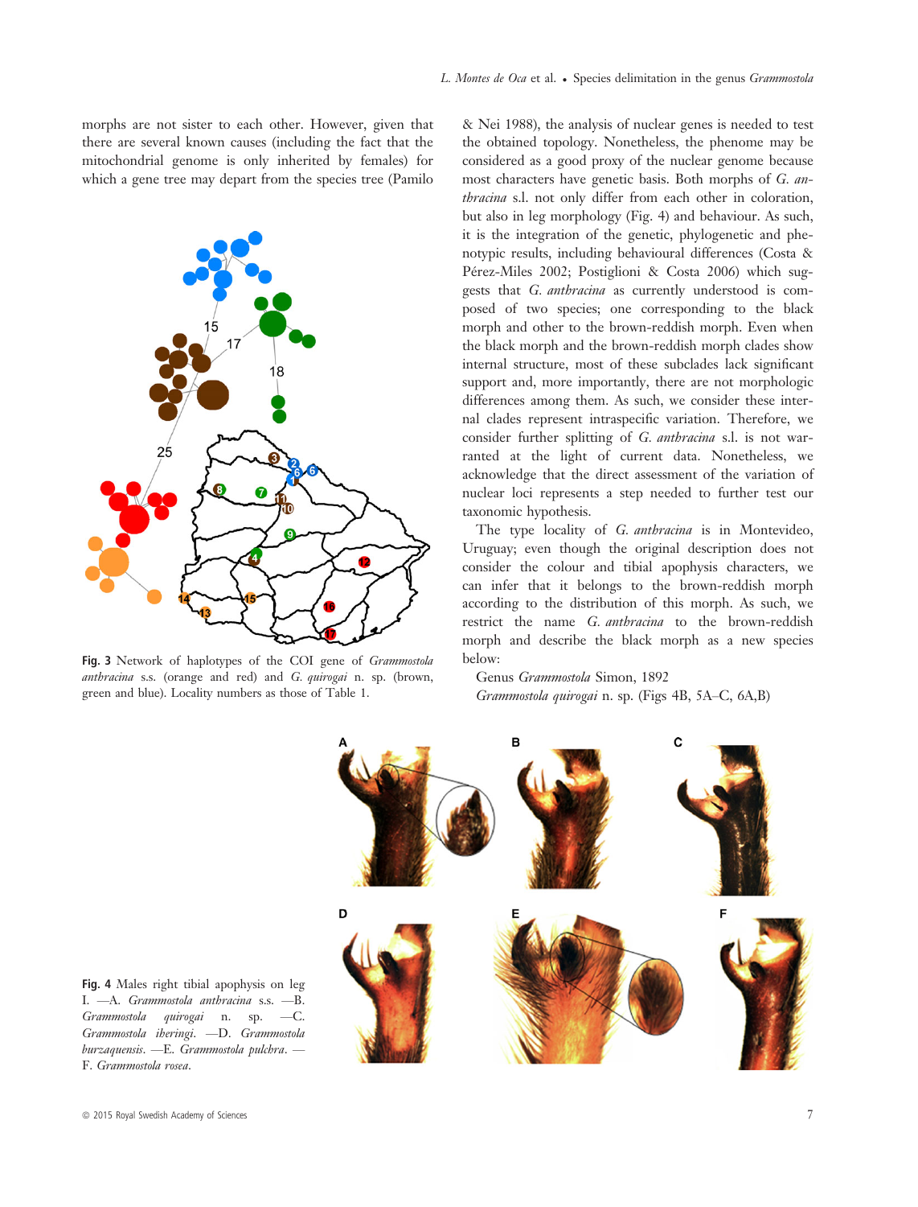morphs are not sister to each other. However, given that there are several known causes (including the fact that the mitochondrial genome is only inherited by females) for which a gene tree may depart from the species tree (Pamilo & Nei 1988), the analysis of nuclear genes is needed to test the obtained topology. Nonetheless, the phenome may be considered as a good proxy of the nuclear genome because most characters have genetic basis. Both morphs of *G. anthracina* s.l. not only differ from each other in coloration, but also in leg morphology (Fig. 4) and behaviour. As such, it is the integration of the genetic, phylogenetic and phenotypic results, including behavioural differences (Costa & Pérez-Miles 2002; Postiglioni & Costa 2006) which suggests that *G. anthracina* as currently understood is composed of two species; one corresponding to the black morph and other to the brown-reddish morph. Even when the black morph and the brown-reddish morph clades show internal structure, most of these subclades lack significant support and, more importantly, there are not morphologic differences among them. As such, we consider these internal clades represent intraspecific variation. Therefore, we consider further splitting of *G. anthracina* s.l. is not warranted at the light of current data. Nonetheless, we acknowledge that the direct assessment of the variation of nuclear loci represents a step needed to further test our taxonomic hypothesis.

Fig. 3 Network of haplotypes of the COI gene of *Grammostola anthracina* s.s. (orange and red) and *G. quirogai* n. sp. (brown, green and blue). Locality numbers as those of Table 1.

The type locality of *G. anthracina* is in Montevideo, Uruguay; even though the original description does not consider the colour and tibial apophysis characters, we can infer that it belongs to the brown-reddish morph according to the distribution of this morph. As such, we restrict the name *G. anthracina* to the brown-reddish morph and describe the black morph as a new species below:

Genus *Grammostola* Simon, 1892

*Grammostola quirogai* n. sp. (Figs 4B, 5A–C, 6A,B)

Fig. 4 Males right tibial apophysis on leg I. —A. *Grammostola anthracina* s.s. —B. *Grammostola quirogai* n. sp. —C. *Grammostola iheringi*. —D. *Grammostola burzaquensis*. —E. *Grammostola pulchra*. —F. *Grammostola rosea*.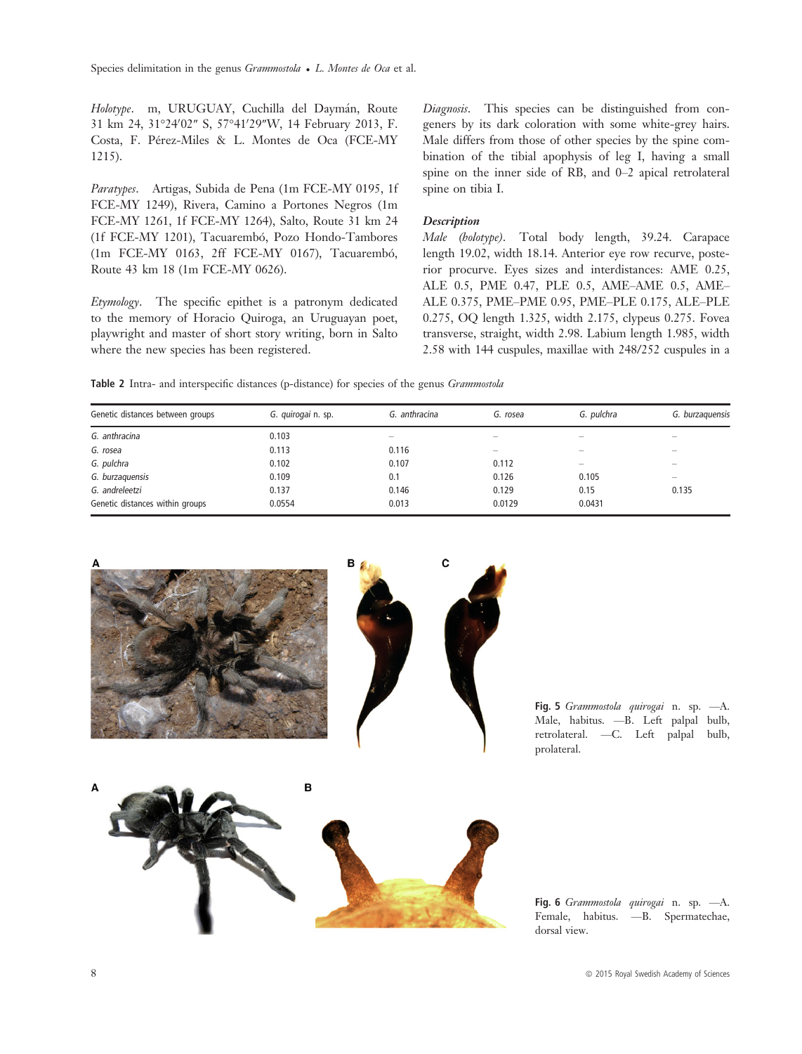*Holotype*. m, URUGUAY, Cuchilla del Daymán, Route 31 km 24, 31°24′02″ S, 57°41′29″W, 14 February 2013, F. Costa, F. Pérez-Miles & L. Montes de Oca (FCE-MY 1215).

*Paratypes*. Artigas, Subida de Pena (1m FCE-MY 0195, 1f FCE-MY 1249), Rivera, Camino a Portones Negros (1m FCE-MY 1261, 1f FCE-MY 1264), Salto, Route 31 km 24 (1f FCE-MY 1201), Tacuarembó, Pozo Hondo-Tambores (1m FCE-MY 0163, 2ff FCE-MY 0167), Tacuarembó, Route 43 km 18 (1m FCE-MY 0626).

*Etymology*. The specific epithet is a patronym dedicated to the memory of Horacio Quiroga, an Uruguayan poet, playwright and master of short story writing, born in Salto where the new species has been registered.

*Diagnosis*. This species can be distinguished from congeners by its dark coloration with some white-grey hairs. Male differs from those of other species by the spine combination of the tibial apophysis of leg I, having a small spine on the inner side of RB, and 0–2 apical retrolateral spine on tibia I.

### *Description*

*Male (holotype)*. Total body length, 39.24. Carapace length 19.02, width 18.14. Anterior eye row recurve, posterior procurve. Eyes sizes and interdistances: AME 0.25, ALE 0.5, PME 0.47, PLE 0.5, AME–AME 0.5, AME–ALE 0.375, PME–PME 0.95, PME–PLE 0.175, ALE–PLE 0.275, OQ length 1.325, width 2.175, clypeus 0.275. Fovea transverse, straight, width 2.98. Labium length 1.985, width 2.58 with 144 cuspules, maxillae with 248/252 cuspules in a

**Table 2** Intra- and interspecific distances (p-distance) for species of the genus *Grammostola*

| Genetic distances between groups | *G. quirogai* n. sp. | *G. anthracina* | *G. rosea* | *G. pulchra* | *G. burzaquensis* |
|---|---|---|---|---|---|
| *G. anthracina* | 0.103 | – | – | – | – |
| *G. rosea* | 0.113 | 0.116 | – | – | – |
| *G. pulchra* | 0.102 | 0.107 | 0.112 | – | – |
| *G. burzaquensis* | 0.109 | 0.1 | 0.126 | 0.105 | – |
| *G. andreleetzi* | 0.137 | 0.146 | 0.129 | 0.15 | 0.135 |
| Genetic distances within groups | 0.0554 | 0.013 | 0.0129 | 0.0431 | |

**Fig. 5** *Grammostola quirogai* n. sp. —A. Male, habitus. —B. Left palpal bulb, retrolateral. —C. Left palpal bulb, prolateral.

**Fig. 6** *Grammostola quirogai* n. sp. —A. Female, habitus. —B. Spermatechae, dorsal view.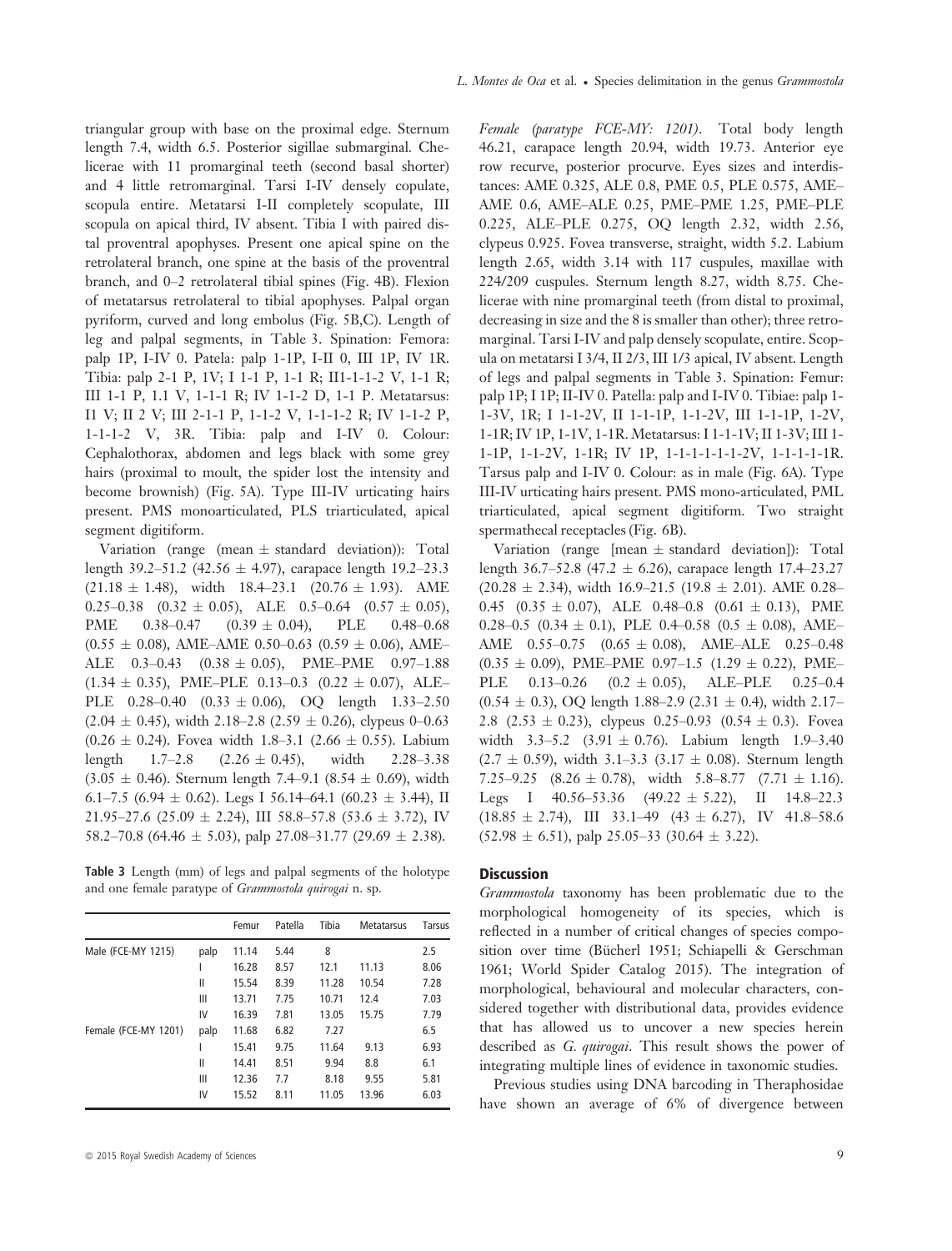triangular group with base on the proximal edge. Sternum length 7.4, width 6.5. Posterior sigillae submarginal. Chelicerae with 11 promarginal teeth (second basal shorter) and 4 little retromarginal. Tarsi I-IV densely copulate, scopula entire. Metatarsi I-II completely scopulate, III scopula on apical third, IV absent. Tibia I with paired distal proventral apophyses. Present one apical spine on the retrolateral branch, one spine at the basis of the proventral branch, and 0–2 retrolateral tibial spines (Fig. 4B). Flexion of metatarsus retrolateral to tibial apophyses. Palpal organ pyriform, curved and long embolus (Fig. 5B,C). Length of leg and palpal segments, in Table 3. Spination: Femora: palp 1P, I-IV 0. Patela: palp 1-1P, I-II 0, III 1P, IV 1R. Tibia: palp 2-1 P, 1V; I 1-1 P, 1-1 R; II1-1-1-2 V, 1-1 R; III 1-1 P, 1.1 V, 1-1-1 R; IV 1-1-2 D, 1-1 P. Metatarsus: I1 V; II 2 V; III 2-1-1 P, 1-1-2 V, 1-1-1-2 R; IV 1-1-2 P, 1-1-1-2 V, 3R. Tibia: palp and I-IV 0. Colour: Cephalothorax, abdomen and legs black with some grey hairs (proximal to moult, the spider lost the intensity and become brownish) (Fig. 5A). Type III-IV urticating hairs present. PMS monoarticulated, PLS triarticulated, apical segment digitiform.

Variation (range (mean ± standard deviation)): Total length 39.2–51.2 (42.56 ± 4.97), carapace length 19.2–23.3 (21.18 ± 1.48), width 18.4–23.1 (20.76 ± 1.93). AME 0.25–0.38 (0.32 ± 0.05), ALE 0.5–0.64 (0.57 ± 0.05), PME 0.38–0.47 (0.39 ± 0.04), PLE 0.48–0.68 (0.55 ± 0.08), AME–AME 0.50–0.63 (0.59 ± 0.06), AME–ALE 0.3–0.43 (0.38 ± 0.05), PME–PME 0.97–1.88 (1.34 ± 0.35), PME–PLE 0.13–0.3 (0.22 ± 0.07), ALE–PLE 0.28–0.40 (0.33 ± 0.06), OQ length 1.33–2.50 (2.04 ± 0.45), width 2.18–2.8 (2.59 ± 0.26), clypeus 0–0.63 (0.26 ± 0.24). Fovea width 1.8–3.1 (2.66 ± 0.55). Labium length 1.7–2.8 (2.26 ± 0.45), width 2.28–3.38 (3.05 ± 0.46). Sternum length 7.4–9.1 (8.54 ± 0.69), width 6.1–7.5 (6.94 ± 0.62). Legs I 56.14–64.1 (60.23 ± 3.44), II 21.95–27.6 (25.09 ± 2.24), III 58.8–57.8 (53.6 ± 3.72), IV 58.2–70.8 (64.46 ± 5.03), palp 27.08–31.77 (29.69 ± 2.38).

**Table 3** Length (mm) of legs and palpal segments of the holotype and one female paratype of *Grammostola quirogai* n. sp.

| | | Femur | Patella | Tibia | Metatarsus | Tarsus |
|---|---|---|---|---|---|---|
| Male (FCE-MY 1215) | palp | 11.14 | 5.44 | 8 | | 2.5 |
| | I | 16.28 | 8.57 | 12.1 | 11.13 | 8.06 |
| | II | 15.54 | 8.39 | 11.28 | 10.54 | 7.28 |
| | III | 13.71 | 7.75 | 10.71 | 12.4 | 7.03 |
| | IV | 16.39 | 7.81 | 13.05 | 15.75 | 7.79 |
| Female (FCE-MY 1201) | palp | 11.68 | 6.82 | 7.27 | | 6.5 |
| | I | 15.41 | 9.75 | 11.64 | 9.13 | 6.93 |
| | II | 14.41 | 8.51 | 9.94 | 8.8 | 6.1 |
| | III | 12.36 | 7.7 | 8.18 | 9.55 | 5.81 |
| | IV | 15.52 | 8.11 | 11.05 | 13.96 | 6.03 |

*Female (paratype FCE-MY: 1201)*. Total body length 46.21, carapace length 20.94, width 19.73. Anterior eye row recurve, posterior procurve. Eyes sizes and interdistances: AME 0.325, ALE 0.8, PME 0.5, PLE 0.575, AME–AME 0.6, AME–ALE 0.25, PME–PME 1.25, PME–PLE 0.225, ALE–PLE 0.275, OQ length 2.32, width 2.56, clypeus 0.925. Fovea transverse, straight, width 5.2. Labium length 2.65, width 3.14 with 117 cuspules, maxillae with 224/209 cuspules. Sternum length 8.27, width 8.75. Chelicerae with nine promarginal teeth (from distal to proximal, decreasing in size and the 8 is smaller than other); three retromarginal. Tarsi I-IV and palp densely scopulate, entire. Scopula on metatarsi I 3/4, II 2/3, III 1/3 apical, IV absent. Length of legs and palpal segments in Table 3. Spination: Femur: palp 1P; I 1P; II-IV 0. Patella: palp and I-IV 0. Tibiae: palp 1-1-3V, 1R; I 1-1-2V, II 1-1-1P, 1-1-2V, III 1-1-1P, 1-2V, 1-1R; IV 1P, 1-1V, 1-1R. Metatarsus: I 1-1-1V; II 1-3V; III 1-1-1P, 1-1-2V, 1-1R; IV 1P, 1-1-1-1-1-2V, 1-1-1-1-1R. Tarsus palp and I-IV 0. Colour: as in male (Fig. 6A). Type III-IV urticating hairs present. PMS mono-articulated, PML triarticulated, apical segment digitiform. Two straight spermathecal receptacles (Fig. 6B).

Variation (range [mean ± standard deviation]): Total length 36.7–52.8 (47.2 ± 6.26), carapace length 17.4–23.27 (20.28 ± 2.34), width 16.9–21.5 (19.8 ± 2.01). AME 0.28–0.45 (0.35 ± 0.07), ALE 0.48–0.8 (0.61 ± 0.13), PME 0.28–0.5 (0.34 ± 0.1), PLE 0.4–0.58 (0.5 ± 0.08), AME–AME 0.55–0.75 (0.65 ± 0.08), AME–ALE 0.25–0.48 (0.35 ± 0.09), PME–PME 0.97–1.5 (1.29 ± 0.22), PME–PLE 0.13–0.26 (0.2 ± 0.05), ALE–PLE 0.25–0.4 (0.54 ± 0.3), OQ length 1.88–2.9 (2.31 ± 0.4), width 2.17–2.8 (2.53 ± 0.23), clypeus 0.25–0.93 (0.54 ± 0.3). Fovea width 3.3–5.2 (3.91 ± 0.76). Labium length 1.9–3.40 (2.7 ± 0.59), width 3.1–3.3 (3.17 ± 0.08). Sternum length 7.25–9.25 (8.26 ± 0.78), width 5.8–8.77 (7.71 ± 1.16). Legs I 40.56–53.36 (49.22 ± 5.22), II 14.8–22.3 (18.85 ± 2.74), III 33.1–49 (43 ± 6.27), IV 41.8–58.6 (52.98 ± 6.51), palp 25.05–33 (30.64 ± 3.22).

## Discussion

*Grammostola* taxonomy has been problematic due to the morphological homogeneity of its species, which is reflected in a number of critical changes of species composition over time (Bücherl 1951; Schiapelli & Gerschman 1961; World Spider Catalog 2015). The integration of morphological, behavioural and molecular characters, considered together with distributional data, provides evidence that has allowed us to uncover a new species herein described as *G. quirogai*. This result shows the power of integrating multiple lines of evidence in taxonomic studies.

Previous studies using DNA barcoding in Theraphosidae have shown an average of 6% of divergence between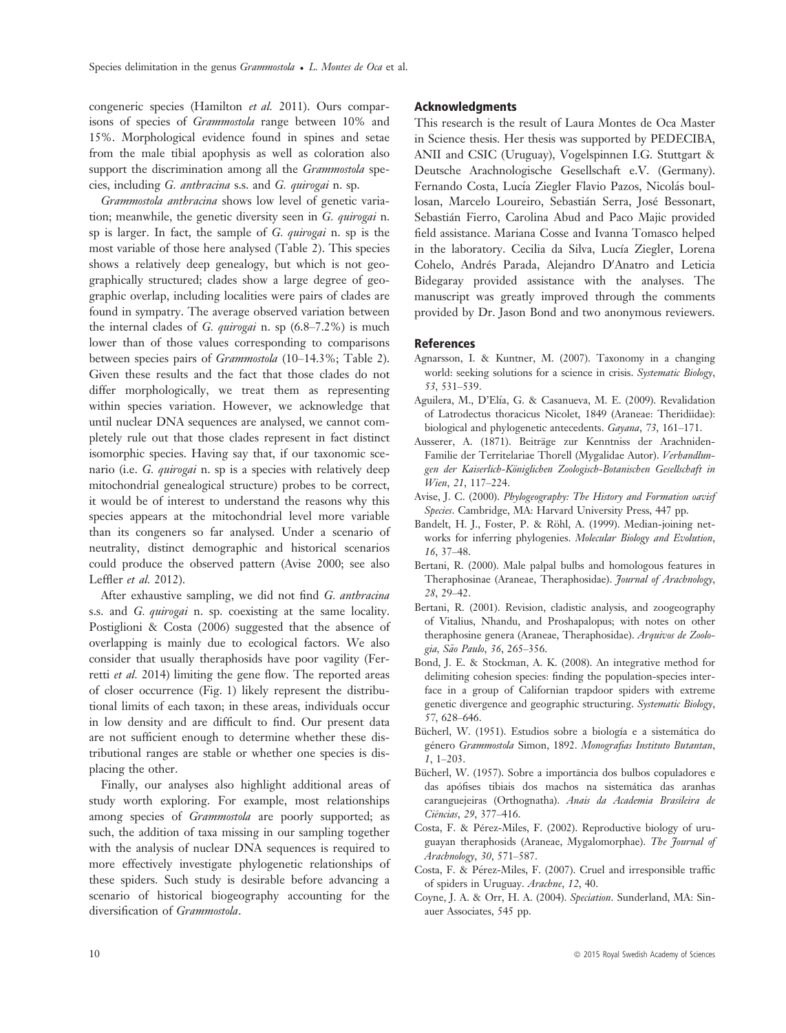congeneric species (Hamilton *et al.* 2011). Ours comparisons of species of *Grammostola* range between 10% and 15%. Morphological evidence found in spines and setae from the male tibial apophysis as well as coloration also support the discrimination among all the *Grammostola* species, including *G. anthracina* s.s. and *G. quirogai* n. sp.

*Grammostola anthracina* shows low level of genetic variation; meanwhile, the genetic diversity seen in *G. quirogai* n. sp is larger. In fact, the sample of *G. quirogai* n. sp is the most variable of those here analysed (Table 2). This species shows a relatively deep genealogy, but which is not geographically structured; clades show a large degree of geographic overlap, including localities were pairs of clades are found in sympatry. The average observed variation between the internal clades of *G. quirogai* n. sp (6.8–7.2%) is much lower than of those values corresponding to comparisons between species pairs of *Grammostola* (10–14.3%; Table 2). Given these results and the fact that those clades do not differ morphologically, we treat them as representing within species variation. However, we acknowledge that until nuclear DNA sequences are analysed, we cannot completely rule out that those clades represent in fact distinct isomorphic species. Having say that, if our taxonomic scenario (i.e. *G. quirogai* n. sp is a species with relatively deep mitochondrial genealogical structure) probes to be correct, it would be of interest to understand the reasons why this species appears at the mitochondrial level more variable than its congeners so far analysed. Under a scenario of neutrality, distinct demographic and historical scenarios could produce the observed pattern (Avise 2000; see also Leffler *et al.* 2012).

After exhaustive sampling, we did not find *G. anthracina* s.s. and *G. quirogai* n. sp. coexisting at the same locality. Postiglioni & Costa (2006) suggested that the absence of overlapping is mainly due to ecological factors. We also consider that usually theraphosids have poor vagility (Ferretti *et al.* 2014) limiting the gene flow. The reported areas of closer occurrence (Fig. 1) likely represent the distributional limits of each taxon; in these areas, individuals occur in low density and are difficult to find. Our present data are not sufficient enough to determine whether these distributional ranges are stable or whether one species is displacing the other.

Finally, our analyses also highlight additional areas of study worth exploring. For example, most relationships among species of *Grammostola* are poorly supported; as such, the addition of taxa missing in our sampling together with the analysis of nuclear DNA sequences is required to more effectively investigate phylogenetic relationships of these spiders. Such study is desirable before advancing a scenario of historical biogeography accounting for the diversification of *Grammostola*.

## Acknowledgments

This research is the result of Laura Montes de Oca Master in Science thesis. Her thesis was supported by PEDECIBA, ANII and CSIC (Uruguay), Vogelspinnen I.G. Stuttgart & Deutsche Arachnologische Gesellschaft e.V. (Germany). Fernando Costa, Lucía Ziegler Flavio Pazos, Nicolás boullosan, Marcelo Loureiro, Sebastián Serra, José Bessonart, Sebastián Fierro, Carolina Abud and Paco Majic provided field assistance. Mariana Cosse and Ivanna Tomasco helped in the laboratory. Cecilia da Silva, Lucía Ziegler, Lorena Cohelo, Andrés Parada, Alejandro D′Anatro and Leticia Bidegaray provided assistance with the analyses. The manuscript was greatly improved through the comments provided by Dr. Jason Bond and two anonymous reviewers.

## References

Agnarsson, I. & Kuntner, M. (2007). Taxonomy in a changing world: seeking solutions for a science in crisis. *Systematic Biology*, *53*, 531–539.

Aguilera, M., D'Elía, G. & Casanueva, M. E. (2009). Revalidation of Latrodectus thoracicus Nicolet, 1849 (Araneae: Theridiidae): biological and phylogenetic antecedents. *Gayana*, *73*, 161–171.

Ausserer, A. (1871). Beiträge zur Kenntniss der Arachniden-Familie der Territelariae Thorell (Mygalidae Autor). *Verhandlungen der Kaiserlich-Königlichen Zoologisch-Botanischen Gesellschaft in Wien*, *21*, 117–224.

Avise, J. C. (2000). *Phylogeography: The History and Formation oavisf Species*. Cambridge, MA: Harvard University Press, 447 pp.

Bandelt, H. J., Foster, P. & Röhl, A. (1999). Median-joining networks for inferring phylogenies. *Molecular Biology and Evolution*, *16*, 37–48.

Bertani, R. (2000). Male palpal bulbs and homologous features in Theraphosinae (Araneae, Theraphosidae). *Journal of Arachnology*, *28*, 29–42.

Bertani, R. (2001). Revision, cladistic analysis, and zoogeography of Vitalius, Nhandu, and Proshapalopus; with notes on other theraphosine genera (Araneae, Theraphosidae). *Arquivos de Zoologia, São Paulo*, *36*, 265–356.

Bond, J. E. & Stockman, A. K. (2008). An integrative method for delimiting cohesion species: finding the population-species interface in a group of Californian trapdoor spiders with extreme genetic divergence and geographic structuring. *Systematic Biology*, *57*, 628–646.

Bücherl, W. (1951). Estudios sobre a biología e a sistemática do género *Grammostola* Simon, 1892. *Monografias Instituto Butantan*, *1*, 1–203.

Bücherl, W. (1957). Sobre a importância dos bulbos copuladores e das apófises tibiais dos machos na sistemática das aranhas caranguejeiras (Orthognatha). *Anais da Academia Brasileira de Ciências*, *29*, 377–416.

Costa, F. & Pérez-Miles, F. (2002). Reproductive biology of uruguayan theraphosids (Araneae, Mygalomorphae). *The Journal of Arachnology*, *30*, 571–587.

Costa, F. & Pérez-Miles, F. (2007). Cruel and irresponsible traffic of spiders in Uruguay. *Arachne*, *12*, 40.

Coyne, J. A. & Orr, H. A. (2004). *Speciation*. Sunderland, MA: Sinauer Associates, 545 pp.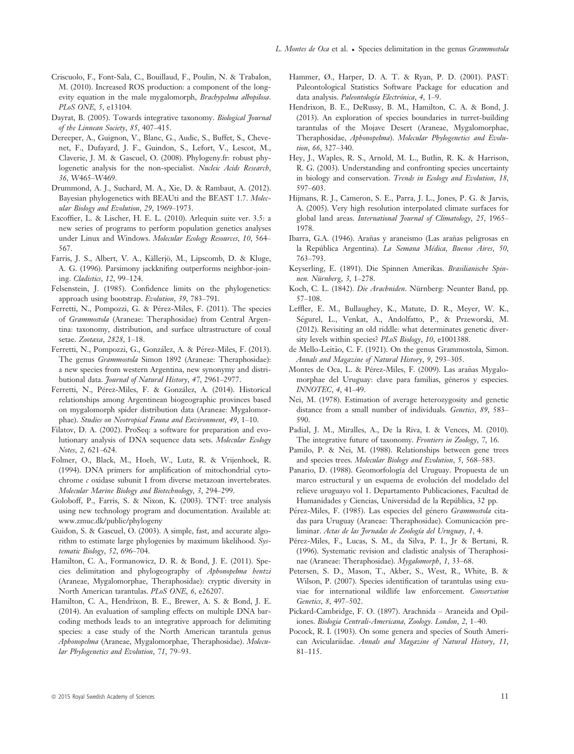Criscuolo, F., Font-Sala, C., Bouillaud, F., Poulin, N. & Trabalon, M. (2010). Increased ROS production: a component of the longevity equation in the male mygalomorph, *Brachypelma albopilosa*. *PLoS ONE*, *5*, e13104.

Dayrat, B. (2005). Towards integrative taxonomy. *Biological Journal of the Linnean Society*, *85*, 407–415.

Dereeper, A., Guignon, V., Blanc, G., Audic, S., Buffet, S., Chevenet, F., Dufayard, J. F., Guindon, S., Lefort, V., Lescot, M., Claverie, J. M. & Gascuel, O. (2008). Phylogeny.fr: robust phylogenetic analysis for the non-specialist. *Nucleic Acids Research*, *36*, W465–W469.

Drummond, A. J., Suchard, M. A., Xie, D. & Rambaut, A. (2012). Bayesian phylogenetics with BEAUti and the BEAST 1.7. *Molecular Biology and Evolution*, *29*, 1969–1973.

Excoffier, L. & Lischer, H. E. L. (2010). Arlequin suite ver. 3.5: a new series of programs to perform population genetics analyses under Linux and Windows. *Molecular Ecology Resources*, *10*, 564–567.

Farris, J. S., Albert, V. A., Källerjö, M., Lipscomb, D. & Kluge, A. G. (1996). Parsimony jackknifing outperforms neighbor-joining. *Cladistics*, *12*, 99–124.

Felsenstein, J. (1985). Confidence limits on the phylogenetics: approach using bootstrap. *Evolution*, *39*, 783–791.

Ferretti, N., Pompozzi, G. & Pérez-Miles, F. (2011). The species of *Grammostola* (Araneae: Theraphosidae) from Central Argentina: taxonomy, distribution, and surface ultrastructure of coxal setae. *Zootaxa*, *2828*, 1–18.

Ferretti, N., Pompozzi, G., González, A. & Pérez-Miles, F. (2013). The genus *Grammostola* Simon 1892 (Araneae: Theraphosidae): a new species from western Argentina, new synonymy and distributional data. *Journal of Natural History*, *47*, 2961–2977.

Ferretti, N., Pérez-Miles, F. & González, A. (2014). Historical relationships among Argentinean biogeographic provinces based on mygalomorph spider distribution data (Araneae: Mygalomorphae). *Studies on Neotropical Fauna and Environment*, *49*, 1–10.

Filatov, D. A. (2002). ProSeq: a software for preparation and evolutionary analysis of DNA sequence data sets. *Molecular Ecology Notes*, *2*, 621–624.

Folmer, O., Black, M., Hoeh, W., Lutz, R. & Vrijenhoek, R. (1994). DNA primers for amplification of mitochondrial cytochrome *c* oxidase subunit I from diverse metazoan invertebrates. *Molecular Marine Biology and Biotechnology*, *3*, 294–299.

Goloboff, P., Farris, S. & Nixon, K. (2003). TNT: tree analysis using new technology program and documentation. Available at: www.zmuc.dk/public/phylogeny

Guidon, S. & Gascuel, O. (2003). A simple, fast, and accurate algorithm to estimate large phylogenies by maximum likelihood. *Systematic Biology*, *52*, 696–704.

Hamilton, C. A., Formanowicz, D. R. & Bond, J. E. (2011). Species delimitation and phylogeography of *Aphonopelma hentzi* (Araneae, Mygalomorphae, Theraphosidae): cryptic diversity in North American tarantulas. *PLoS ONE*, *6*, e26207.

Hamilton, C. A., Hendrixon, B. E., Brewer, A. S. & Bond, J. E. (2014). An evaluation of sampling effects on multiple DNA barcoding methods leads to an integrative approach for delimiting species: a case study of the North American tarantula genus *Aphonopelma* (Araneae, Mygalomorphae, Theraphosidae). *Molecular Phylogenetics and Evolution*, *71*, 79–93.

Hammer, Ø., Harper, D. A. T. & Ryan, P. D. (2001). PAST: Paleontological Statistics Software Package for education and data analysis. *Paleontología Electrónica*, *4*, 1–9.

Hendrixon, B. E., DeRussy, B. M., Hamilton, C. A. & Bond, J. (2013). An exploration of species boundaries in turret-building tarantulas of the Mojave Desert (Araneae, Mygalomorphae, Theraphosidae, *Aphonopelma*). *Molecular Phylogenetics and Evolution*, *66*, 327–340.

Hey, J., Waples, R. S., Arnold, M. L., Butlin, R. K. & Harrison, R. G. (2003). Understanding and confronting species uncertainty in biology and conservation. *Trends in Ecology and Evolution*, *18*, 597–603.

Hijmans, R. J., Cameron, S. E., Parra, J. L., Jones, P. G. & Jarvis, A. (2005). Very high resolution interpolated climate surfaces for global land areas. *International Journal of Climatology*, *25*, 1965–1978.

Ibarra, G.A. (1946). Arañas y araneismo (Las arañas peligrosas en la República Argentina). *La Semana Médica, Buenos Aires*, *50*, 763–793.

Keyserling, E. (1891). Die Spinnen Amerikas. *Brasilianische Spinnen. Nürnberg*, *3*, 1–278.

Koch, C. L. (1842). *Die Arachniden*. Nürnberg: Neunter Band, pp. 57–108.

Leffler, E. M., Bullaughey, K., Matute, D. R., Meyer, W. K., Ségurel, L., Venkat, A., Andolfatto, P., & Przeworski, M. (2012). Revisiting an old riddle: what determinates genetic diversity levels within species? *PLoS Biology*, *10*, e1001388.

de Mello-Leitão, C. F. (1921). On the genus Grammostola, Simon. *Annals and Magazine of Natural History*, *9*, 293–305.

Montes de Oca, L. & Pérez-Miles, F. (2009). Las arañas Mygalomorphae del Uruguay: clave para familias, géneros y especies. *INNOTEC*, *4*, 41–49.

Nei, M. (1978). Estimation of average heterozygosity and genetic distance from a small number of individuals. *Genetics*, *89*, 583–590.

Padial, J. M., Miralles, A., De la Riva, I. & Vences, M. (2010). The integrative future of taxonomy. *Frontiers in Zoology*, *7*, 16.

Pamilo, P. & Nei, M. (1988). Relationships between gene trees and species trees. *Molecular Biology and Evolution*, *5*, 568–583.

Panario, D. (1988). Geomorfología del Uruguay. Propuesta de un marco estructural y un esquema de evolución del modelado del relieve uruguayo vol 1. Departamento Publicaciones, Facultad de Humanidades y Ciencias, Universidad de la República, 32 pp.

Pérez-Miles, F. (1985). Las especies del género *Grammostola* citadas para Uruguay (Araneae: Theraphosidae). Comunicación preliminar. *Actas de las Jornadas de Zoología del Uruguay*, *1*, 4.

Pérez-Miles, F., Lucas, S. M., da Silva, P. I., Jr & Bertani, R. (1996). Systematic revision and cladistic analysis of Theraphosinae (Araneae: Theraphosidae). *Mygalomorph*, *1*, 33–68.

Petersen, S. D., Mason, T., Akber, S., West, R., White, B. & Wilson, P. (2007). Species identification of tarantulas using exuviae for international wildlife law enforcement. *Conservation Genetics*, *8*, 497–502.

Pickard-Cambridge, F. O. (1897). Arachnida – Araneida and Opiliones. *Biologia Centrali-Americana, Zoology. London*, *2*, 1–40.

Pocock, R. I. (1903). On some genera and species of South American Aviculariidae. *Annals and Magazine of Natural History*, *11*, 81–115.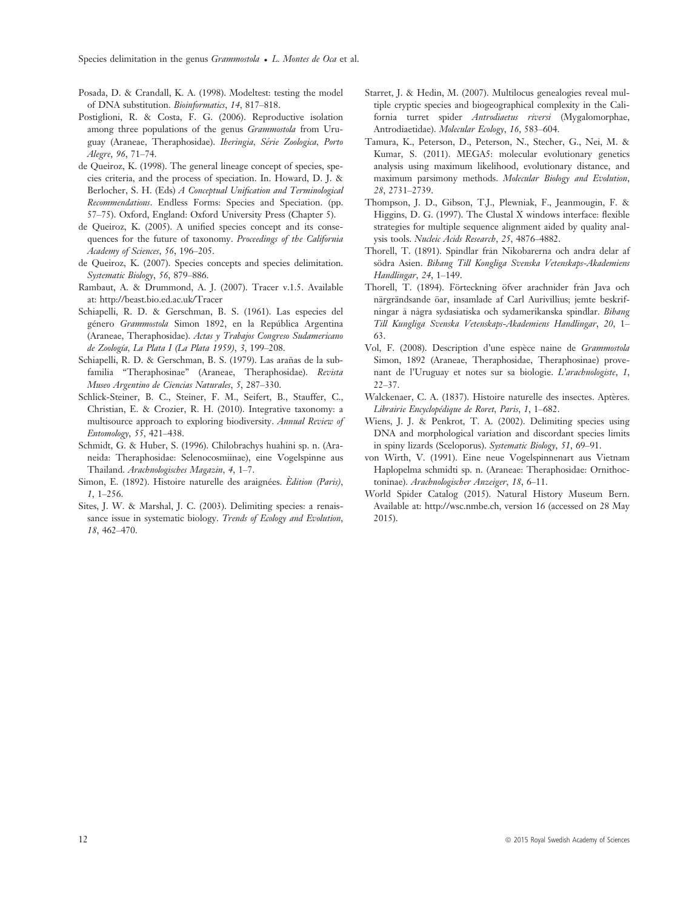Posada, D. & Crandall, K. A. (1998). Modeltest: testing the model of DNA substitution. *Bioinformatics*, *14*, 817–818.

Postiglioni, R. & Costa, F. G. (2006). Reproductive isolation among three populations of the genus *Grammostola* from Uruguay (Araneae, Theraphosidae). *Iheringia, Série Zoologica, Porto Alegre*, *96*, 71–74.

de Queiroz, K. (1998). The general lineage concept of species, species criteria, and the process of speciation. In. Howard, D. J. & Berlocher, S. H. (Eds) *A Conceptual Unification and Terminological Recommendations*. Endless Forms: Species and Speciation. (pp. 57–75). Oxford, England: Oxford University Press (Chapter 5).

de Queiroz, K. (2005). A unified species concept and its consequences for the future of taxonomy. *Proceedings of the California Academy of Sciences*, *56*, 196–205.

de Queiroz, K. (2007). Species concepts and species delimitation. *Systematic Biology*, *56*, 879–886.

Rambaut, A. & Drummond, A. J. (2007). Tracer v.1.5. Available at: http://beast.bio.ed.ac.uk/Tracer

Schiapelli, R. D. & Gerschman, B. S. (1961). Las especies del género *Grammostola* Simon 1892, en la República Argentina (Araneae, Theraphosidae). *Actas y Trabajos Congreso Sudamericano de Zoología, La Plata I (La Plata 1959)*, *3*, 199–208.

Schiapelli, R. D. & Gerschman, B. S. (1979). Las arañas de la subfamilia "Theraphosinae" (Araneae, Theraphosidae). *Revista Museo Argentino de Ciencias Naturales*, *5*, 287–330.

Schlick-Steiner, B. C., Steiner, F. M., Seifert, B., Stauffer, C., Christian, E. & Crozier, R. H. (2010). Integrative taxonomy: a multisource approach to exploring biodiversity. *Annual Review of Entomology*, *55*, 421–438.

Schmidt, G. & Huber, S. (1996). Chilobrachys huahini sp. n. (Araneida: Theraphosidae: Selenocosmiinae), eine Vogelspinne aus Thailand. *Arachnologisches Magazin*, *4*, 1–7.

Simon, E. (1892). Histoire naturelle des araignées. *Èdition (Paris)*, *1*, 1–256.

Sites, J. W. & Marshal, J. C. (2003). Delimiting species: a renaissance issue in systematic biology. *Trends of Ecology and Evolution*, *18*, 462–470.

Starret, J. & Hedin, M. (2007). Multilocus genealogies reveal multiple cryptic species and biogeographical complexity in the California turret spider *Antrodiaetus riversi* (Mygalomorphae, Antrodiaetidae). *Molecular Ecology*, *16*, 583–604.

Tamura, K., Peterson, D., Peterson, N., Stecher, G., Nei, M. & Kumar, S. (2011). MEGA5: molecular evolutionary genetics analysis using maximum likelihood, evolutionary distance, and maximum parsimony methods. *Molecular Biology and Evolution*, *28*, 2731–2739.

Thompson, J. D., Gibson, T.J., Plewniak, F., Jeanmougin, F. & Higgins, D. G. (1997). The Clustal X windows interface: flexible strategies for multiple sequence alignment aided by quality analysis tools. *Nucleic Acids Research*, *25*, 4876–4882.

Thorell, T. (1891). Spindlar från Nikobarerna och andra delar af södra Asien. *Bihang Till Kongliga Svenska Vetenskaps-Akademiens Handlingar*, *24*, 1–149.

Thorell, T. (1894). Förteckning öfver arachnider från Java och närgrändsande öar, insamlade af Carl Aurivillius; jemte beskrifningar å några sydasiatiska och sydamerikanska spindlar. *Bihang Till Kungliga Svenska Vetenskaps-Akademiens Handlingar*, *20*, 1–63.

Vol, F. (2008). Description d'une espèce naine de *Grammostola* Simon, 1892 (Araneae, Theraphosidae, Theraphosinae) provenant de l'Uruguay et notes sur sa biologie. *L'arachnologiste*, *1*, 22–37.

Walckenaer, C. A. (1837). Histoire naturelle des insectes. Aptères. *Librairie Encyclopédique de Roret, Paris*, *1*, 1–682.

Wiens, J. J. & Penkrot, T. A. (2002). Delimiting species using DNA and morphological variation and discordant species limits in spiny lizards (Sceloporus). *Systematic Biology*, *51*, 69–91.

von Wirth, V. (1991). Eine neue Vogelspinnenart aus Vietnam Haplopelma schmidti sp. n. (Araneae: Theraphosidae: Ornithoctoninae). *Arachnologischer Anzeiger*, *18*, 6–11.

World Spider Catalog (2015). Natural History Museum Bern. Available at: http://wsc.nmbe.ch, version 16 (accessed on 28 May 2015).